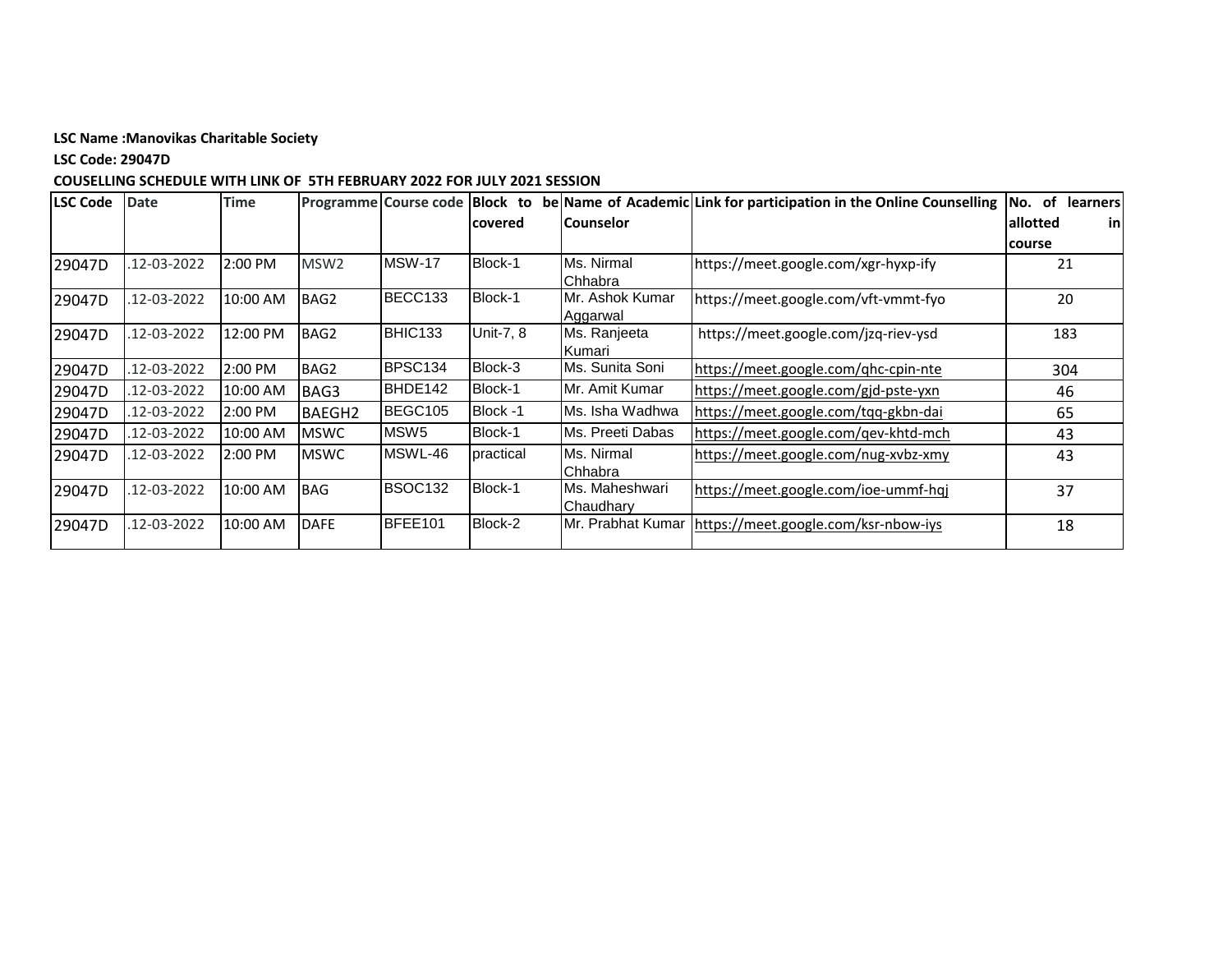**LSC Name :Manovikas Charitable Society**

**LSC Code: 29047D**

**COUSELLING SCHEDULE WITH LINK OF 5TH FEBRUARY 2022 FOR JULY 2021 SESSION**

| LSC Code | Date | Time | Programme | Course code | Block to be covered | Name of Academic Counselor | Link for participation in the Online Counselling | No. of learners allotted in course |
|---|---|---|---|---|---|---|---|---|
| 29047D | .12-03-2022 | 2:00 PM | MSW2 | MSW-17 | Block-1 | Ms. Nirmal Chhabra | https://meet.google.com/xgr-hyxp-ify | 21 |
| 29047D | .12-03-2022 | 10:00 AM | BAG2 | BECC133 | Block-1 | Mr. Ashok Kumar Aggarwal | https://meet.google.com/vft-vmmt-fyo | 20 |
| 29047D | .12-03-2022 | 12:00 PM | BAG2 | BHIC133 | Unit-7, 8 | Ms. Ranjeeta Kumari | https://meet.google.com/jzq-riev-ysd | 183 |
| 29047D | .12-03-2022 | 2:00 PM | BAG2 | BPSC134 | Block-3 | Ms. Sunita Soni | https://meet.google.com/qhc-cpin-nte | 304 |
| 29047D | .12-03-2022 | 10:00 AM | BAG3 | BHDE142 | Block-1 | Mr. Amit Kumar | https://meet.google.com/gjd-pste-yxn | 46 |
| 29047D | .12-03-2022 | 2:00 PM | BAEGH2 | BEGC105 | Block -1 | Ms. Isha Wadhwa | https://meet.google.com/tqq-gkbn-dai | 65 |
| 29047D | .12-03-2022 | 10:00 AM | MSWC | MSW5 | Block-1 | Ms. Preeti Dabas | https://meet.google.com/qev-khtd-mch | 43 |
| 29047D | .12-03-2022 | 2:00 PM | MSWC | MSWL-46 | practical | Ms. Nirmal Chhabra | https://meet.google.com/nug-xvbz-xmy | 43 |
| 29047D | .12-03-2022 | 10:00 AM | BAG | BSOC132 | Block-1 | Ms. Maheshwari Chaudhary | https://meet.google.com/ioe-ummf-hqj | 37 |
| 29047D | .12-03-2022 | 10:00 AM | DAFE | BFEE101 | Block-2 | Mr. Prabhat Kumar | https://meet.google.com/ksr-nbow-iys | 18 |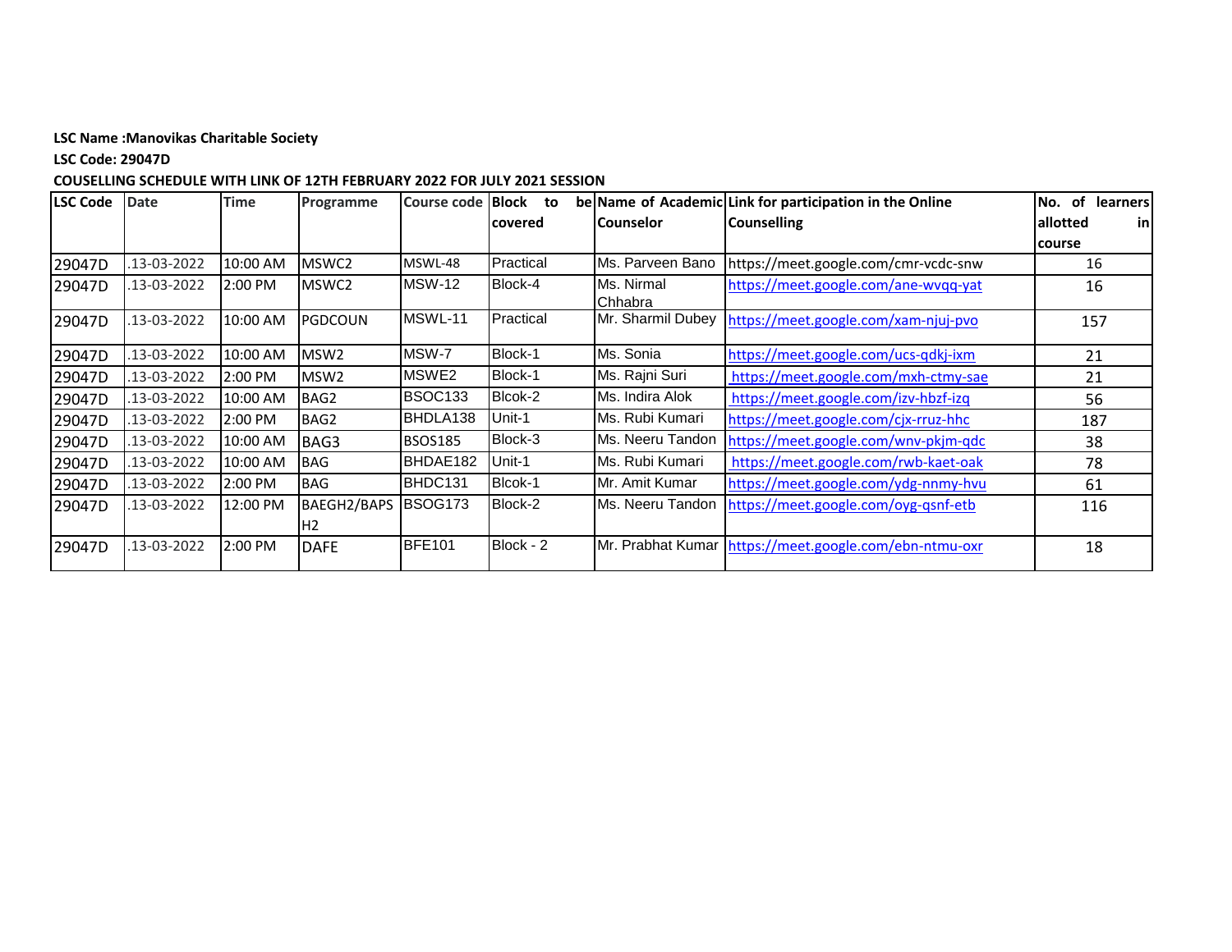**LSC Name :Manovikas Charitable Society**

**LSC Code: 29047D**

**COUSELLING SCHEDULE WITH LINK OF 12TH FEBRUARY 2022 FOR JULY 2021 SESSION**

| LSC Code | Date | Time | Programme | Course code | Block to be covered | Name of Academic Counselor | Link for participation in the Online Counselling | No. of learners allotted in course |
|---|---|---|---|---|---|---|---|---|
| 29047D | .13-03-2022 | 10:00 AM | MSWC2 | MSWL-48 | Practical | Ms. Parveen Bano | https://meet.google.com/cmr-vcdc-snw | 16 |
| 29047D | .13-03-2022 | 2:00 PM | MSWC2 | MSW-12 | Block-4 | Ms. Nirmal Chhabra | https://meet.google.com/ane-wvqq-yat | 16 |
| 29047D | .13-03-2022 | 10:00 AM | PGDCOUN | MSWL-11 | Practical | Mr. Sharmil Dubey | https://meet.google.com/xam-njuj-pvo | 157 |
| 29047D | .13-03-2022 | 10:00 AM | MSW2 | MSW-7 | Block-1 | Ms. Sonia | https://meet.google.com/ucs-qdkj-ixm | 21 |
| 29047D | .13-03-2022 | 2:00 PM | MSW2 | MSWE2 | Block-1 | Ms. Rajni Suri | https://meet.google.com/mxh-ctmy-sae | 21 |
| 29047D | .13-03-2022 | 10:00 AM | BAG2 | BSOC133 | Blcok-2 | Ms. Indira Alok | https://meet.google.com/izv-hbzf-izq | 56 |
| 29047D | .13-03-2022 | 2:00 PM | BAG2 | BHDLA138 | Unit-1 | Ms. Rubi Kumari | https://meet.google.com/cjx-rruz-hhc | 187 |
| 29047D | .13-03-2022 | 10:00 AM | BAG3 | BSOS185 | Block-3 | Ms. Neeru Tandon | https://meet.google.com/wnv-pkjm-qdc | 38 |
| 29047D | .13-03-2022 | 10:00 AM | BAG | BHDAE182 | Unit-1 | Ms. Rubi Kumari | https://meet.google.com/rwb-kaet-oak | 78 |
| 29047D | .13-03-2022 | 2:00 PM | BAG | BHDC131 | Blcok-1 | Mr. Amit Kumar | https://meet.google.com/ydg-nnmy-hvu | 61 |
| 29047D | .13-03-2022 | 12:00 PM | BAEGH2/BAPSH2 | BSOG173 | Block-2 | Ms. Neeru Tandon | https://meet.google.com/oyg-qsnf-etb | 116 |
| 29047D | .13-03-2022 | 2:00 PM | DAFE | BFE101 | Block - 2 | Mr. Prabhat Kumar | https://meet.google.com/ebn-ntmu-oxr | 18 |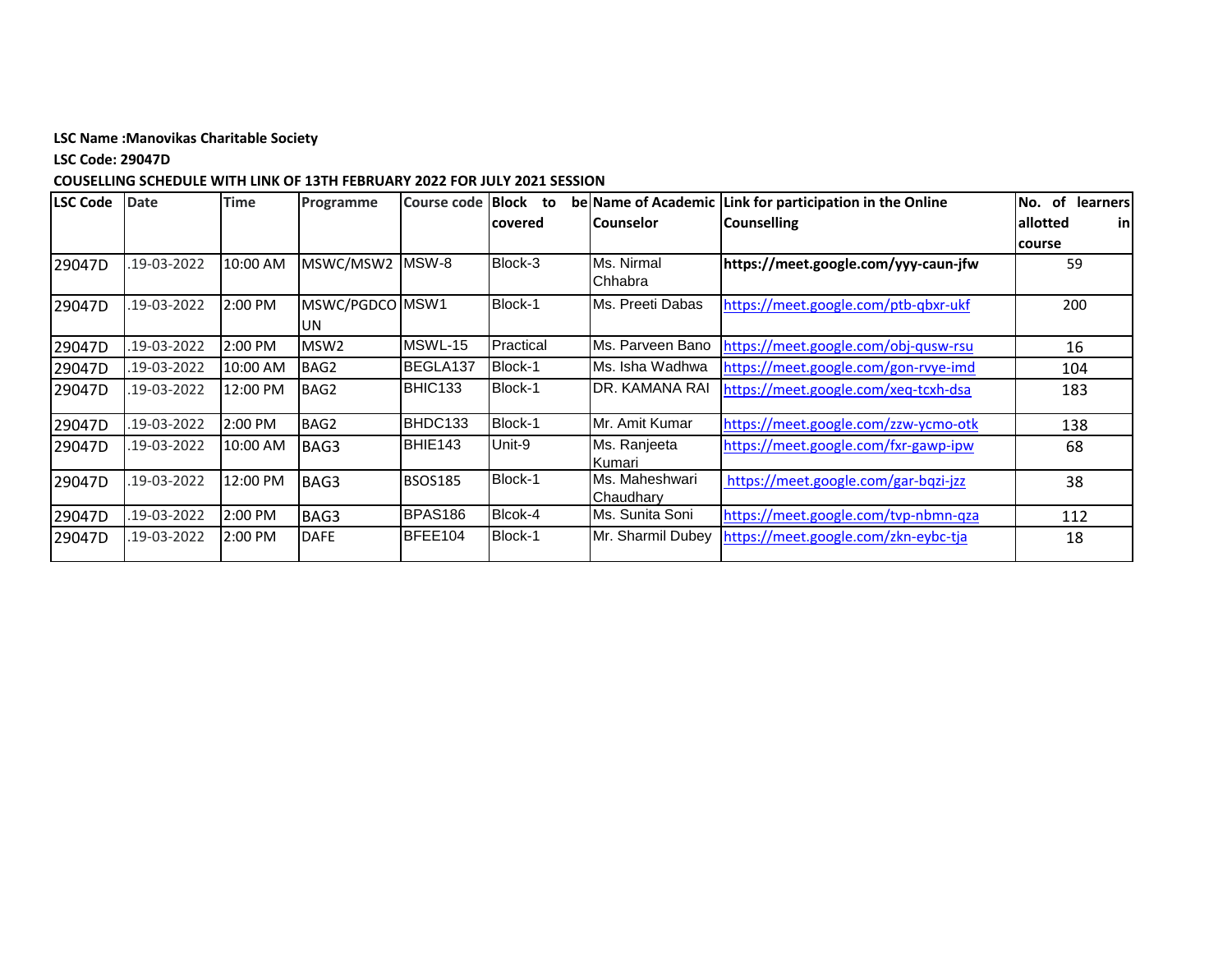**LSC Name :Manovikas Charitable Society**

**LSC Code: 29047D**

**COUSELLING SCHEDULE WITH LINK OF 13TH FEBRUARY 2022 FOR JULY 2021 SESSION**

| LSC Code | Date | Time | Programme | Course code | Block to be covered | Name of Academic Counselor | Link for participation in the Online Counselling | No. of learners allotted in course |
|---|---|---|---|---|---|---|---|---|
| 29047D | .19-03-2022 | 10:00 AM | MSWC/MSW2 | MSW-8 | Block-3 | Ms. Nirmal Chhabra | **https://meet.google.com/yyy-caun-jfw** | 59 |
| 29047D | .19-03-2022 | 2:00 PM | MSWC/PGDCOUN | MSW1 | Block-1 | Ms. Preeti Dabas | https://meet.google.com/ptb-qbxr-ukf | 200 |
| 29047D | .19-03-2022 | 2:00 PM | MSW2 | MSWL-15 | Practical | Ms. Parveen Bano | https://meet.google.com/obj-qusw-rsu | 16 |
| 29047D | .19-03-2022 | 10:00 AM | BAG2 | BEGLA137 | Block-1 | Ms. Isha Wadhwa | https://meet.google.com/gon-rvye-imd | 104 |
| 29047D | .19-03-2022 | 12:00 PM | BAG2 | BHIC133 | Block-1 | DR. KAMANA RAI | https://meet.google.com/xeq-tcxh-dsa | 183 |
| 29047D | .19-03-2022 | 2:00 PM | BAG2 | BHDC133 | Block-1 | Mr. Amit Kumar | https://meet.google.com/zzw-ycmo-otk | 138 |
| 29047D | .19-03-2022 | 10:00 AM | BAG3 | BHIE143 | Unit-9 | Ms. Ranjeeta Kumari | https://meet.google.com/fxr-gawp-ipw | 68 |
| 29047D | .19-03-2022 | 12:00 PM | BAG3 | BSOS185 | Block-1 | Ms. Maheshwari Chaudhary | https://meet.google.com/gar-bqzi-jzz | 38 |
| 29047D | .19-03-2022 | 2:00 PM | BAG3 | BPAS186 | Blcok-4 | Ms. Sunita Soni | https://meet.google.com/tvp-nbmn-qza | 112 |
| 29047D | .19-03-2022 | 2:00 PM | DAFE | BFEE104 | Block-1 | Mr. Sharmil Dubey | https://meet.google.com/zkn-eybc-tja | 18 |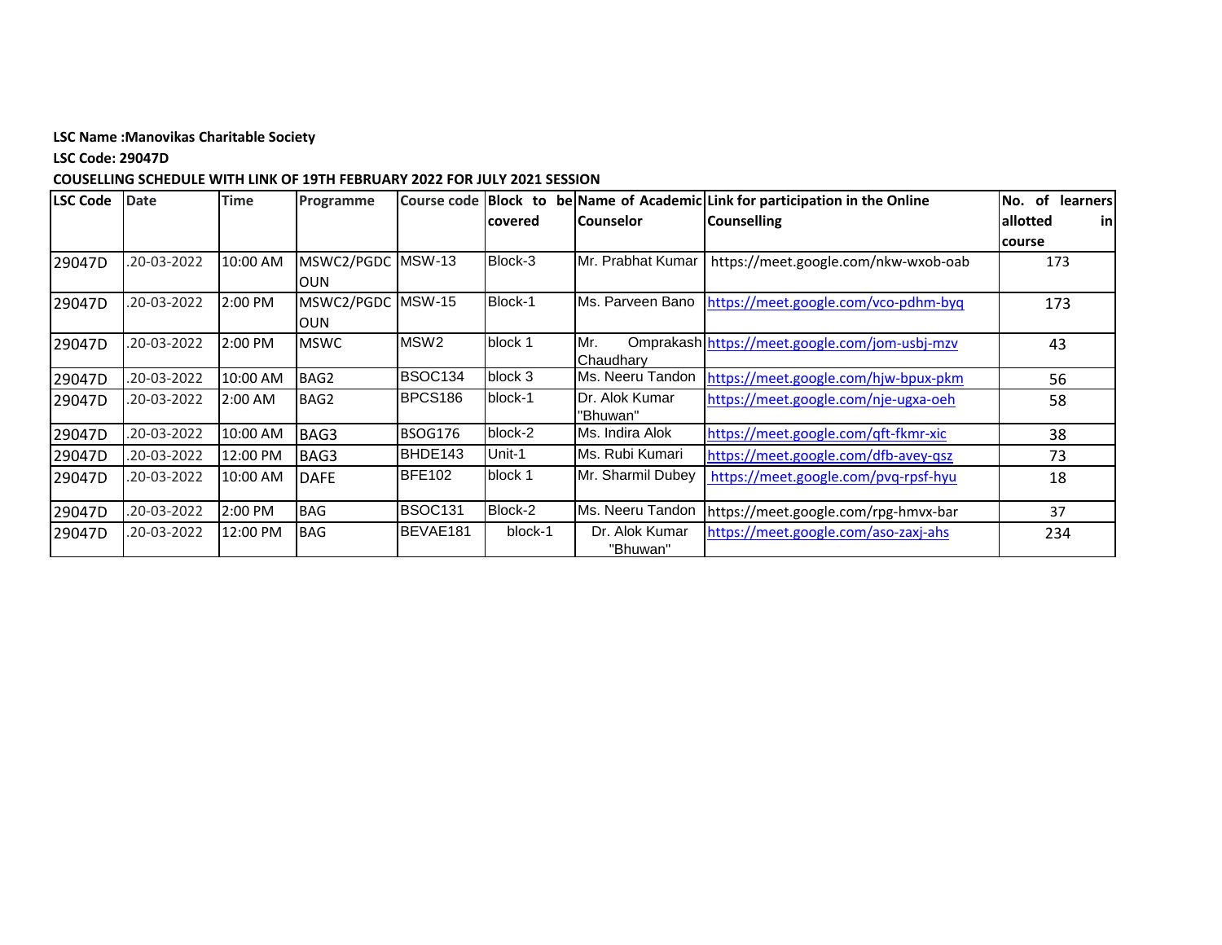**LSC Name :Manovikas Charitable Society**

**LSC Code: 29047D**

**COUSELLING SCHEDULE WITH LINK OF 19TH FEBRUARY 2022 FOR JULY 2021 SESSION**

| LSC Code | Date | Time | Programme | Course code | Block to be covered | Name of Academic Counselor | Link for participation in the Online Counselling | No. of learners allotted in course |
|---|---|---|---|---|---|---|---|---|
| 29047D | .20-03-2022 | 10:00 AM | MSWC2/PGDCOUN | MSW-13 | Block-3 | Mr. Prabhat Kumar | https://meet.google.com/nkw-wxob-oab | 173 |
| 29047D | .20-03-2022 | 2:00 PM | MSWC2/PGDCOUN | MSW-15 | Block-1 | Ms. Parveen Bano | https://meet.google.com/vco-pdhm-byq | 173 |
| 29047D | .20-03-2022 | 2:00 PM | MSWC | MSW2 | block 1 | Mr. Omprakash Chaudhary | https://meet.google.com/jom-usbj-mzv | 43 |
| 29047D | .20-03-2022 | 10:00 AM | BAG2 | BSOC134 | block 3 | Ms. Neeru Tandon | https://meet.google.com/hjw-bpux-pkm | 56 |
| 29047D | .20-03-2022 | 2:00 AM | BAG2 | BPCS186 | block-1 | Dr. Alok Kumar "Bhuwan" | https://meet.google.com/nje-ugxa-oeh | 58 |
| 29047D | .20-03-2022 | 10:00 AM | BAG3 | BSOG176 | block-2 | Ms. Indira Alok | https://meet.google.com/qft-fkmr-xic | 38 |
| 29047D | .20-03-2022 | 12:00 PM | BAG3 | BHDE143 | Unit-1 | Ms. Rubi Kumari | https://meet.google.com/dfb-avey-qsz | 73 |
| 29047D | .20-03-2022 | 10:00 AM | DAFE | BFE102 | block 1 | Mr. Sharmil Dubey | https://meet.google.com/pvq-rpsf-hyu | 18 |
| 29047D | .20-03-2022 | 2:00 PM | BAG | BSOC131 | Block-2 | Ms. Neeru Tandon | https://meet.google.com/rpg-hmvx-bar | 37 |
| 29047D | .20-03-2022 | 12:00 PM | BAG | BEVAE181 | block-1 | Dr. Alok Kumar "Bhuwan" | https://meet.google.com/aso-zaxj-ahs | 234 |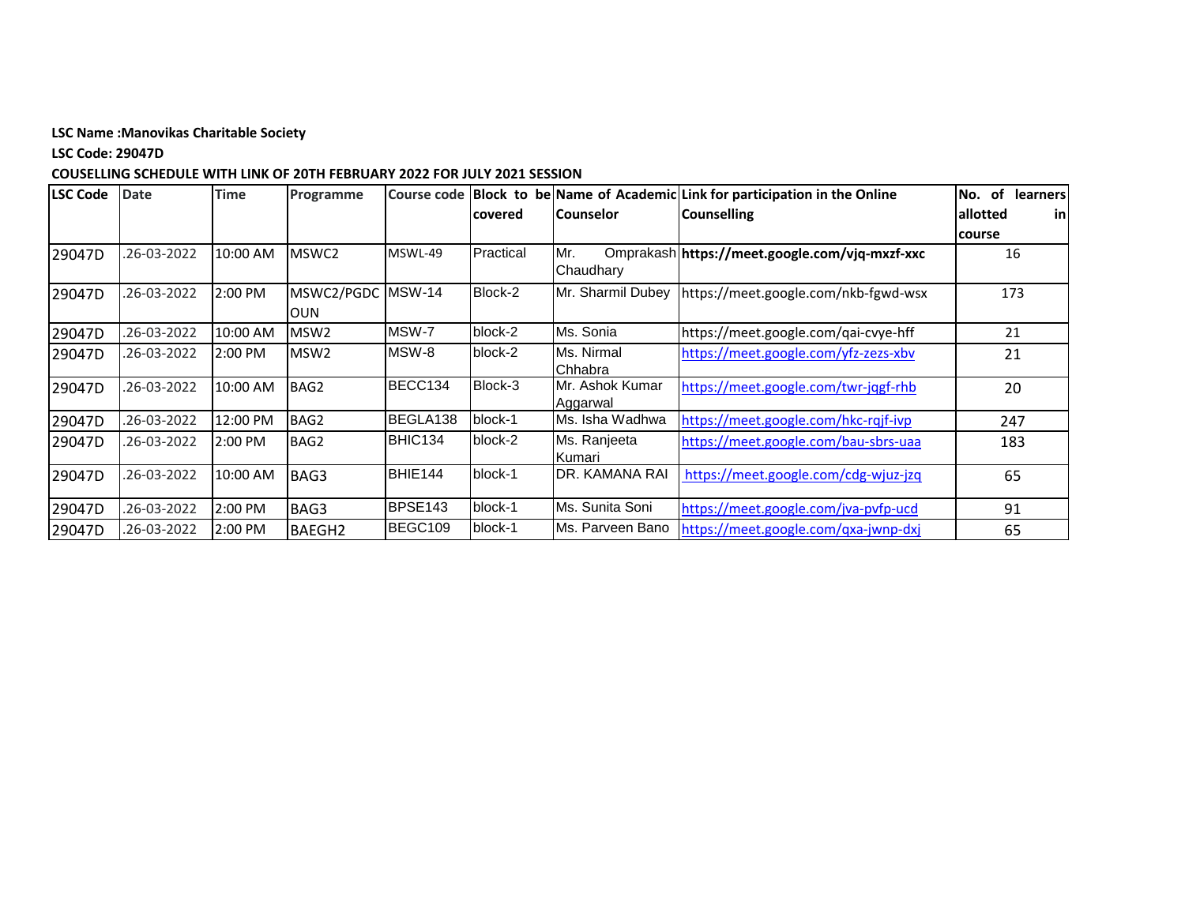**LSC Name :Manovikas Charitable Society**

**LSC Code: 29047D**

**COUSELLING SCHEDULE WITH LINK OF 20TH FEBRUARY 2022 FOR JULY 2021 SESSION**

| LSC Code | Date | Time | Programme | Course code | Block to be covered | Name of Academic Counselor | Link for participation in the Online Counselling | No. of learners allotted in course |
|---|---|---|---|---|---|---|---|---|
| 29047D | .26-03-2022 | 10:00 AM | MSWC2 | MSWL-49 | Practical | Mr. Omprakash Chaudhary | **https://meet.google.com/vjq-mxzf-xxc** | 16 |
| 29047D | .26-03-2022 | 2:00 PM | MSWC2/PGDCOUN | MSW-14 | Block-2 | Mr. Sharmil Dubey | https://meet.google.com/nkb-fgwd-wsx | 173 |
| 29047D | .26-03-2022 | 10:00 AM | MSW2 | MSW-7 | block-2 | Ms. Sonia | https://meet.google.com/qai-cvye-hff | 21 |
| 29047D | .26-03-2022 | 2:00 PM | MSW2 | MSW-8 | block-2 | Ms. Nirmal Chhabra | https://meet.google.com/yfz-zezs-xbv | 21 |
| 29047D | .26-03-2022 | 10:00 AM | BAG2 | BECC134 | Block-3 | Mr. Ashok Kumar Aggarwal | https://meet.google.com/twr-jqgf-rhb | 20 |
| 29047D | .26-03-2022 | 12:00 PM | BAG2 | BEGLA138 | block-1 | Ms. Isha Wadhwa | https://meet.google.com/hkc-rqjf-ivp | 247 |
| 29047D | .26-03-2022 | 2:00 PM | BAG2 | BHIC134 | block-2 | Ms. Ranjeeta Kumari | https://meet.google.com/bau-sbrs-uaa | 183 |
| 29047D | .26-03-2022 | 10:00 AM | BAG3 | BHIE144 | block-1 | DR. KAMANA RAI | https://meet.google.com/cdg-wjuz-jzq | 65 |
| 29047D | .26-03-2022 | 2:00 PM | BAG3 | BPSE143 | block-1 | Ms. Sunita Soni | https://meet.google.com/jva-pvfp-ucd | 91 |
| 29047D | .26-03-2022 | 2:00 PM | BAEGH2 | BEGC109 | block-1 | Ms. Parveen Bano | https://meet.google.com/qxa-jwnp-dxj | 65 |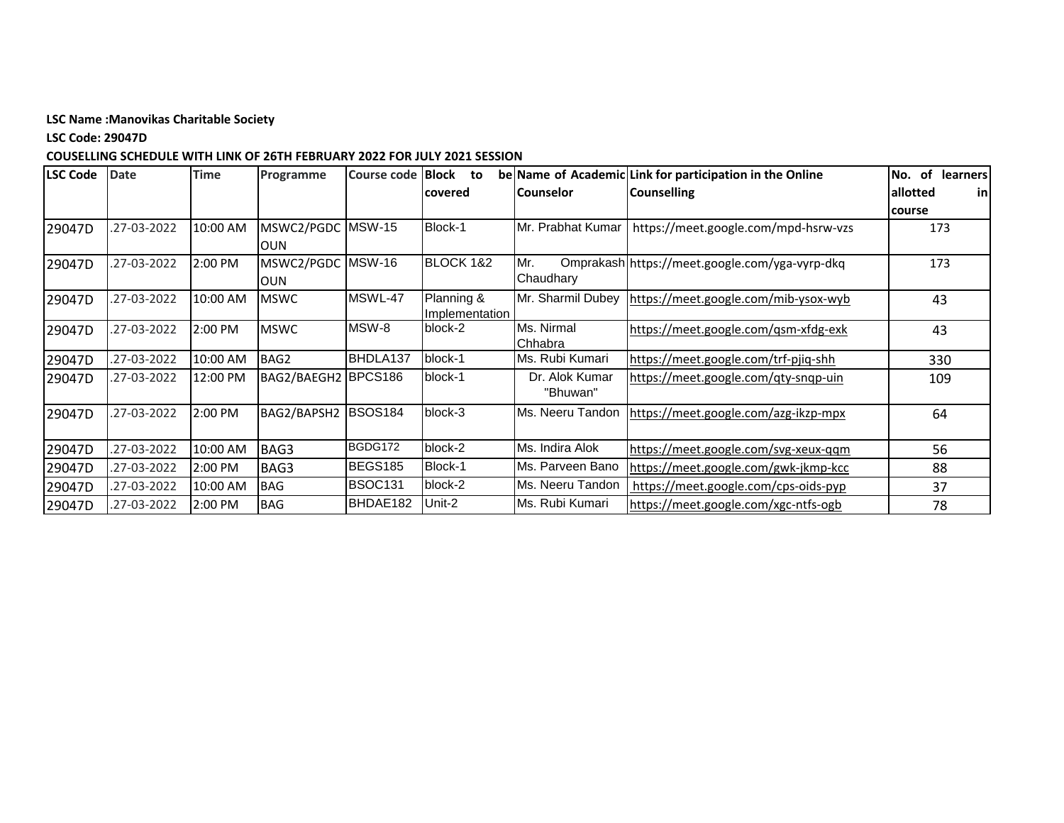**LSC Name :Manovikas Charitable Society**

**LSC Code: 29047D**

**COUSELLING SCHEDULE WITH LINK OF 26TH FEBRUARY 2022 FOR JULY 2021 SESSION**

| LSC Code | Date | Time | Programme | Course code | Block to be covered | Name of Academic Counselor | Link for participation in the Online Counselling | No. of learners allotted in course |
|---|---|---|---|---|---|---|---|---|
| 29047D | .27-03-2022 | 10:00 AM | MSWC2/PGDCOUN | MSW-15 | Block-1 | Mr. Prabhat Kumar | https://meet.google.com/mpd-hsrw-vzs | 173 |
| 29047D | .27-03-2022 | 2:00 PM | MSWC2/PGDCOUN | MSW-16 | BLOCK 1&2 | Mr. Omprakash Chaudhary | https://meet.google.com/yga-vyrp-dkq | 173 |
| 29047D | .27-03-2022 | 10:00 AM | MSWC | MSWL-47 | Planning & Implementation | Mr. Sharmil Dubey | https://meet.google.com/mib-ysox-wyb | 43 |
| 29047D | .27-03-2022 | 2:00 PM | MSWC | MSW-8 | block-2 | Ms. Nirmal Chhabra | https://meet.google.com/qsm-xfdg-exk | 43 |
| 29047D | .27-03-2022 | 10:00 AM | BAG2 | BHDLA137 | block-1 | Ms. Rubi Kumari | https://meet.google.com/trf-pjiq-shh | 330 |
| 29047D | .27-03-2022 | 12:00 PM | BAG2/BAEGH2 | BPCS186 | block-1 | Dr. Alok Kumar "Bhuwan" | https://meet.google.com/qty-snqp-uin | 109 |
| 29047D | .27-03-2022 | 2:00 PM | BAG2/BAPSH2 | BSOS184 | block-3 | Ms. Neeru Tandon | https://meet.google.com/azg-ikzp-mpx | 64 |
| 29047D | .27-03-2022 | 10:00 AM | BAG3 | BGDG172 | block-2 | Ms. Indira Alok | https://meet.google.com/svg-xeux-qqm | 56 |
| 29047D | .27-03-2022 | 2:00 PM | BAG3 | BEGS185 | Block-1 | Ms. Parveen Bano | https://meet.google.com/gwk-jkmp-kcc | 88 |
| 29047D | .27-03-2022 | 10:00 AM | BAG | BSOC131 | block-2 | Ms. Neeru Tandon | https://meet.google.com/cps-oids-pyp | 37 |
| 29047D | .27-03-2022 | 2:00 PM | BAG | BHDAE182 | Unit-2 | Ms. Rubi Kumari | https://meet.google.com/xgc-ntfs-ogb | 78 |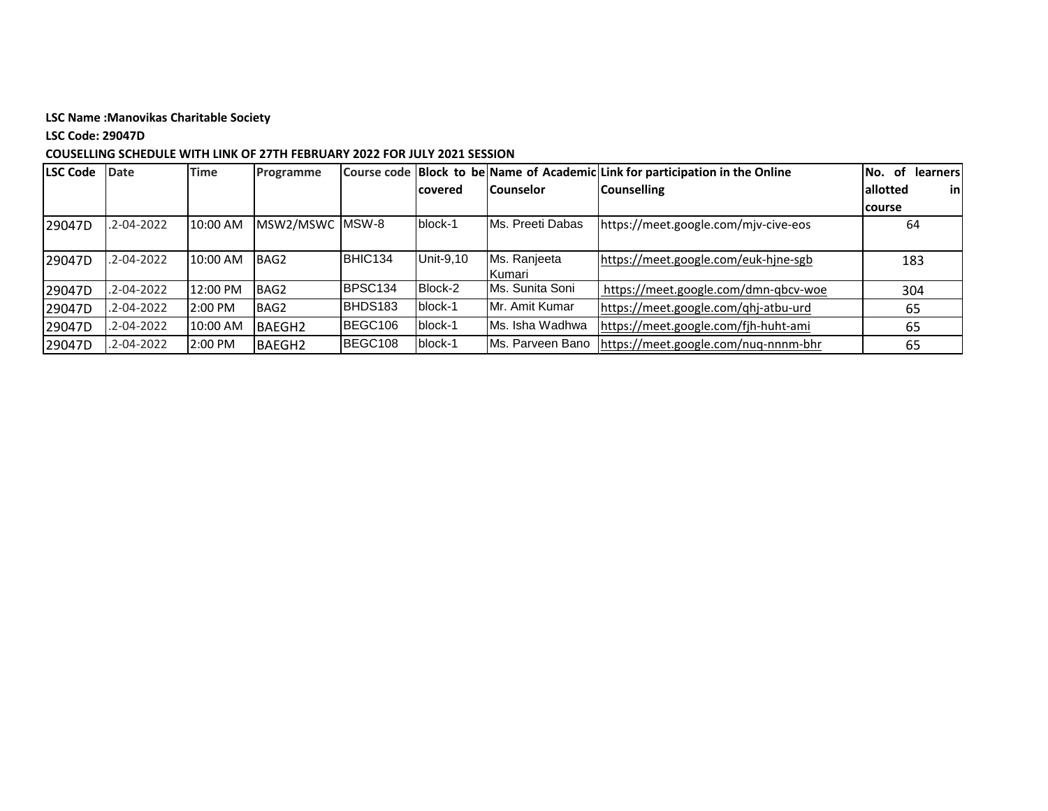**LSC Name :Manovikas Charitable Society**

**LSC Code: 29047D**

**COUSELLING SCHEDULE WITH LINK OF 27TH FEBRUARY 2022 FOR JULY 2021 SESSION**

| LSC Code | Date | Time | Programme | Course code | Block to be covered | Name of Academic Counselor | Link for participation in the Online Counselling | No. of learners allotted in course |
|---|---|---|---|---|---|---|---|---|
| 29047D | .2-04-2022 | 10:00 AM | MSW2/MSWC | MSW-8 | block-1 | Ms. Preeti Dabas | https://meet.google.com/mjv-cive-eos | 64 |
| 29047D | .2-04-2022 | 10:00 AM | BAG2 | BHIC134 | Unit-9,10 | Ms. Ranjeeta Kumari | https://meet.google.com/euk-hjne-sgb | 183 |
| 29047D | .2-04-2022 | 12:00 PM | BAG2 | BPSC134 | Block-2 | Ms. Sunita Soni | https://meet.google.com/dmn-qbcv-woe | 304 |
| 29047D | .2-04-2022 | 2:00 PM | BAG2 | BHDS183 | block-1 | Mr. Amit Kumar | https://meet.google.com/qhj-atbu-urd | 65 |
| 29047D | .2-04-2022 | 10:00 AM | BAEGH2 | BEGC106 | block-1 | Ms. Isha Wadhwa | https://meet.google.com/fjh-huht-ami | 65 |
| 29047D | .2-04-2022 | 2:00 PM | BAEGH2 | BEGC108 | block-1 | Ms. Parveen Bano | https://meet.google.com/nuq-nnnm-bhr | 65 |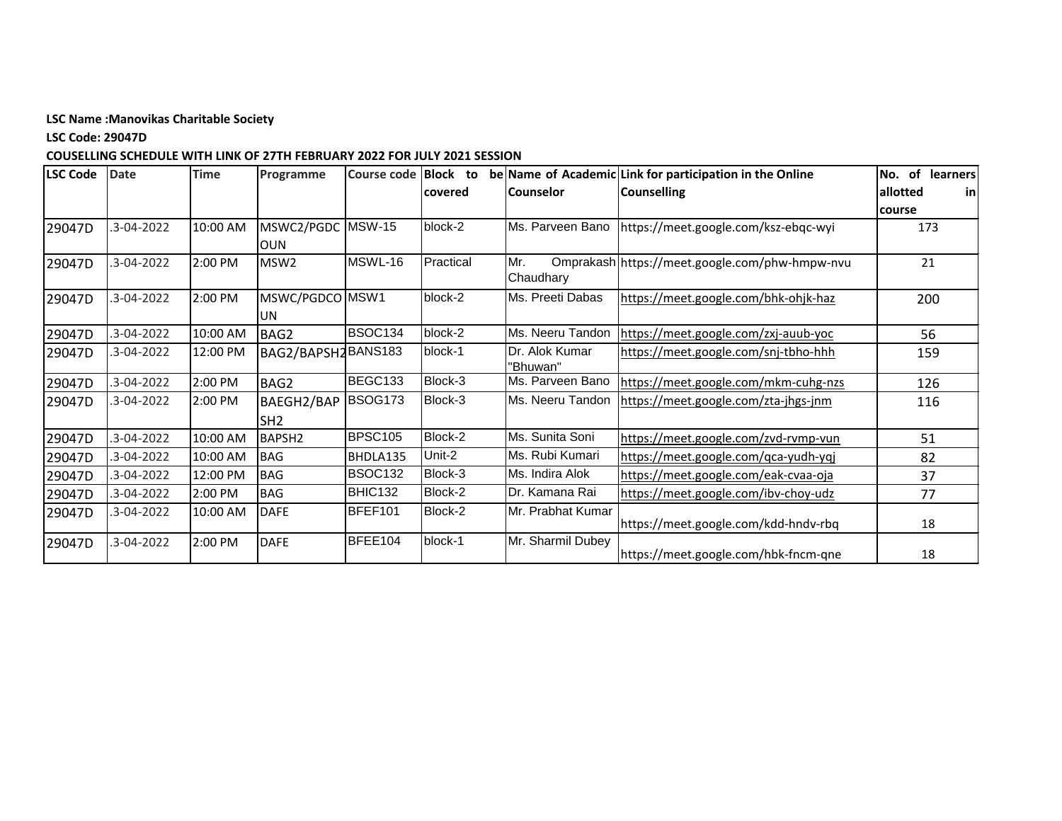**LSC Name :Manovikas Charitable Society**

**LSC Code: 29047D**

**COUSELLING SCHEDULE WITH LINK OF 27TH FEBRUARY 2022 FOR JULY 2021 SESSION**

| LSC Code | Date | Time | Programme | Course code | Block to be covered | Name of Academic Counselor | Link for participation in the Online Counselling | No. of learners allotted in course |
|---|---|---|---|---|---|---|---|---|
| 29047D | .3-04-2022 | 10:00 AM | MSWC2/PGDCOUN | MSW-15 | block-2 | Ms. Parveen Bano | https://meet.google.com/ksz-ebqc-wyi | 173 |
| 29047D | .3-04-2022 | 2:00 PM | MSW2 | MSWL-16 | Practical | Mr. Omprakash Chaudhary | https://meet.google.com/phw-hmpw-nvu | 21 |
| 29047D | .3-04-2022 | 2:00 PM | MSWC/PGDCOUN | MSW1 | block-2 | Ms. Preeti Dabas | https://meet.google.com/bhk-ohjk-haz | 200 |
| 29047D | .3-04-2022 | 10:00 AM | BAG2 | BSOC134 | block-2 | Ms. Neeru Tandon | https://meet.google.com/zxj-auub-yoc | 56 |
| 29047D | .3-04-2022 | 12:00 PM | BAG2/BAPSH2 | BANS183 | block-1 | Dr. Alok Kumar "Bhuwan" | https://meet.google.com/snj-tbho-hhh | 159 |
| 29047D | .3-04-2022 | 2:00 PM | BAG2 | BEGC133 | Block-3 | Ms. Parveen Bano | https://meet.google.com/mkm-cuhg-nzs | 126 |
| 29047D | .3-04-2022 | 2:00 PM | BAEGH2/BAPSH2 | BSOG173 | Block-3 | Ms. Neeru Tandon | https://meet.google.com/zta-jhgs-jnm | 116 |
| 29047D | .3-04-2022 | 10:00 AM | BAPSH2 | BPSC105 | Block-2 | Ms. Sunita Soni | https://meet.google.com/zvd-rvmp-vun | 51 |
| 29047D | .3-04-2022 | 10:00 AM | BAG | BHDLA135 | Unit-2 | Ms. Rubi Kumari | https://meet.google.com/qca-yudh-yqj | 82 |
| 29047D | .3-04-2022 | 12:00 PM | BAG | BSOC132 | Block-3 | Ms. Indira Alok | https://meet.google.com/eak-cvaa-oja | 37 |
| 29047D | .3-04-2022 | 2:00 PM | BAG | BHIC132 | Block-2 | Dr. Kamana Rai | https://meet.google.com/ibv-choy-udz | 77 |
| 29047D | .3-04-2022 | 10:00 AM | DAFE | BFEF101 | Block-2 | Mr. Prabhat Kumar | https://meet.google.com/kdd-hndv-rbq | 18 |
| 29047D | .3-04-2022 | 2:00 PM | DAFE | BFEE104 | block-1 | Mr. Sharmil Dubey | https://meet.google.com/hbk-fncm-qne | 18 |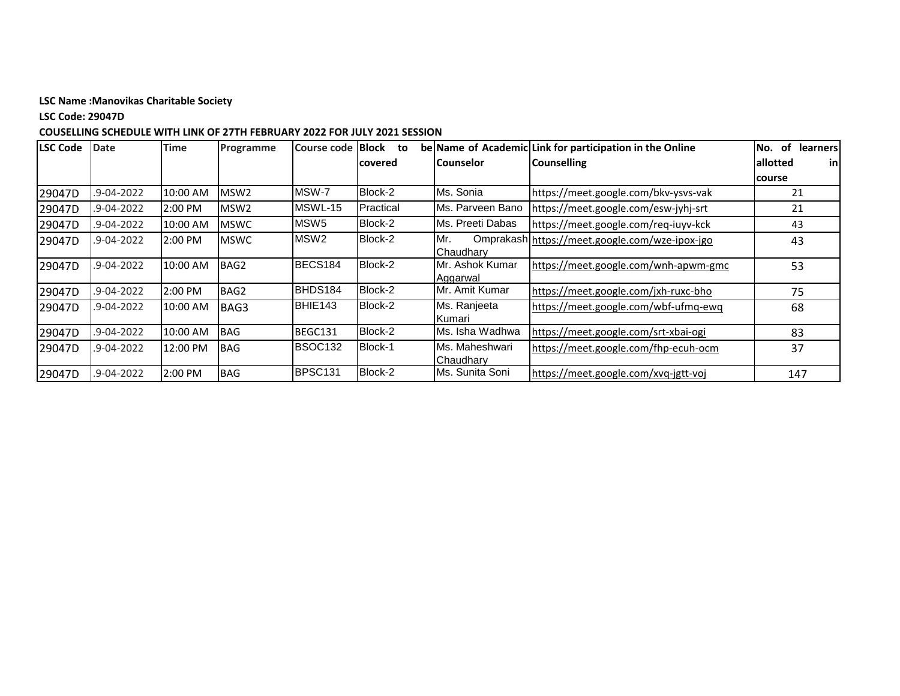**LSC Name :Manovikas Charitable Society**

**LSC Code: 29047D**

**COUSELLING SCHEDULE WITH LINK OF 27TH FEBRUARY 2022 FOR JULY 2021 SESSION**

| LSC Code | Date | Time | Programme | Course code | Block to be covered | Name of Academic Counselor | Link for participation in the Online Counselling | No. of learners allotted in course |
|---|---|---|---|---|---|---|---|---|
| 29047D | .9-04-2022 | 10:00 AM | MSW2 | MSW-7 | Block-2 | Ms. Sonia | https://meet.google.com/bkv-ysvs-vak | 21 |
| 29047D | .9-04-2022 | 2:00 PM | MSW2 | MSWL-15 | Practical | Ms. Parveen Bano | https://meet.google.com/esw-jyhj-srt | 21 |
| 29047D | .9-04-2022 | 10:00 AM | MSWC | MSW5 | Block-2 | Ms. Preeti Dabas | https://meet.google.com/req-iuyv-kck | 43 |
| 29047D | .9-04-2022 | 2:00 PM | MSWC | MSW2 | Block-2 | Mr. Omprakash Chaudhary | https://meet.google.com/wze-ipox-jgo | 43 |
| 29047D | .9-04-2022 | 10:00 AM | BAG2 | BECS184 | Block-2 | Mr. Ashok Kumar Aggarwal | https://meet.google.com/wnh-apwm-gmc | 53 |
| 29047D | .9-04-2022 | 2:00 PM | BAG2 | BHDS184 | Block-2 | Mr. Amit Kumar | https://meet.google.com/jxh-ruxc-bho | 75 |
| 29047D | .9-04-2022 | 10:00 AM | BAG3 | BHIE143 | Block-2 | Ms. Ranjeeta Kumari | https://meet.google.com/wbf-ufmq-ewq | 68 |
| 29047D | .9-04-2022 | 10:00 AM | BAG | BEGC131 | Block-2 | Ms. Isha Wadhwa | https://meet.google.com/srt-xbai-ogi | 83 |
| 29047D | .9-04-2022 | 12:00 PM | BAG | BSOC132 | Block-1 | Ms. Maheshwari Chaudhary | https://meet.google.com/fhp-ecuh-ocm | 37 |
| 29047D | .9-04-2022 | 2:00 PM | BAG | BPSC131 | Block-2 | Ms. Sunita Soni | https://meet.google.com/xvq-jgtt-voj | 147 |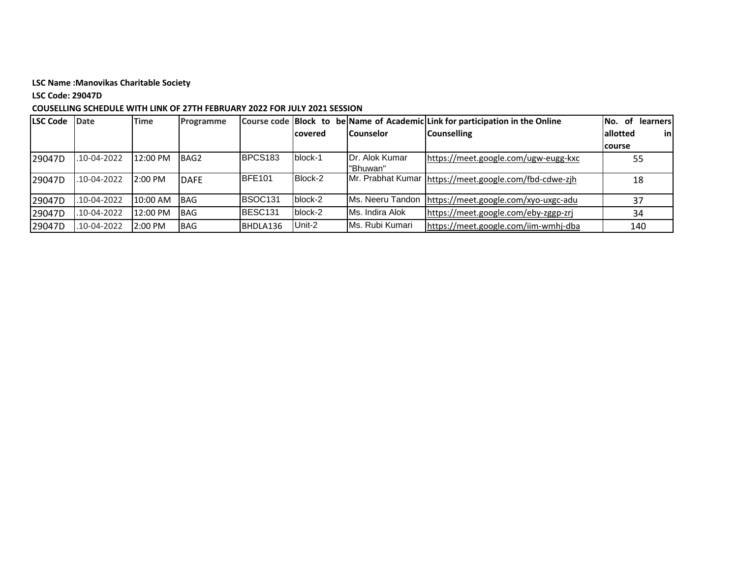**LSC Name :Manovikas Charitable Society**

**LSC Code: 29047D**

**COUSELLING SCHEDULE WITH LINK OF 27TH FEBRUARY 2022 FOR JULY 2021 SESSION**

| LSC Code | Date | Time | Programme | Course code | Block to be covered | Name of Academic Counselor | Link for participation in the Online Counselling | No. of learners allotted in course |
|---|---|---|---|---|---|---|---|---|
| 29047D | .10-04-2022 | 12:00 PM | BAG2 | BPCS183 | block-1 | Dr. Alok Kumar "Bhuwan" | https://meet.google.com/ugw-eugg-kxc | 55 |
| 29047D | .10-04-2022 | 2:00 PM | DAFE | BFE101 | Block-2 | Mr. Prabhat Kumar | https://meet.google.com/fbd-cdwe-zjh | 18 |
| 29047D | .10-04-2022 | 10:00 AM | BAG | BSOC131 | block-2 | Ms. Neeru Tandon | https://meet.google.com/xyo-uxgc-adu | 37 |
| 29047D | .10-04-2022 | 12:00 PM | BAG | BESC131 | block-2 | Ms. Indira Alok | https://meet.google.com/eby-zggp-zrj | 34 |
| 29047D | .10-04-2022 | 2:00 PM | BAG | BHDLA136 | Unit-2 | Ms. Rubi Kumari | https://meet.google.com/iim-wmhj-dba | 140 |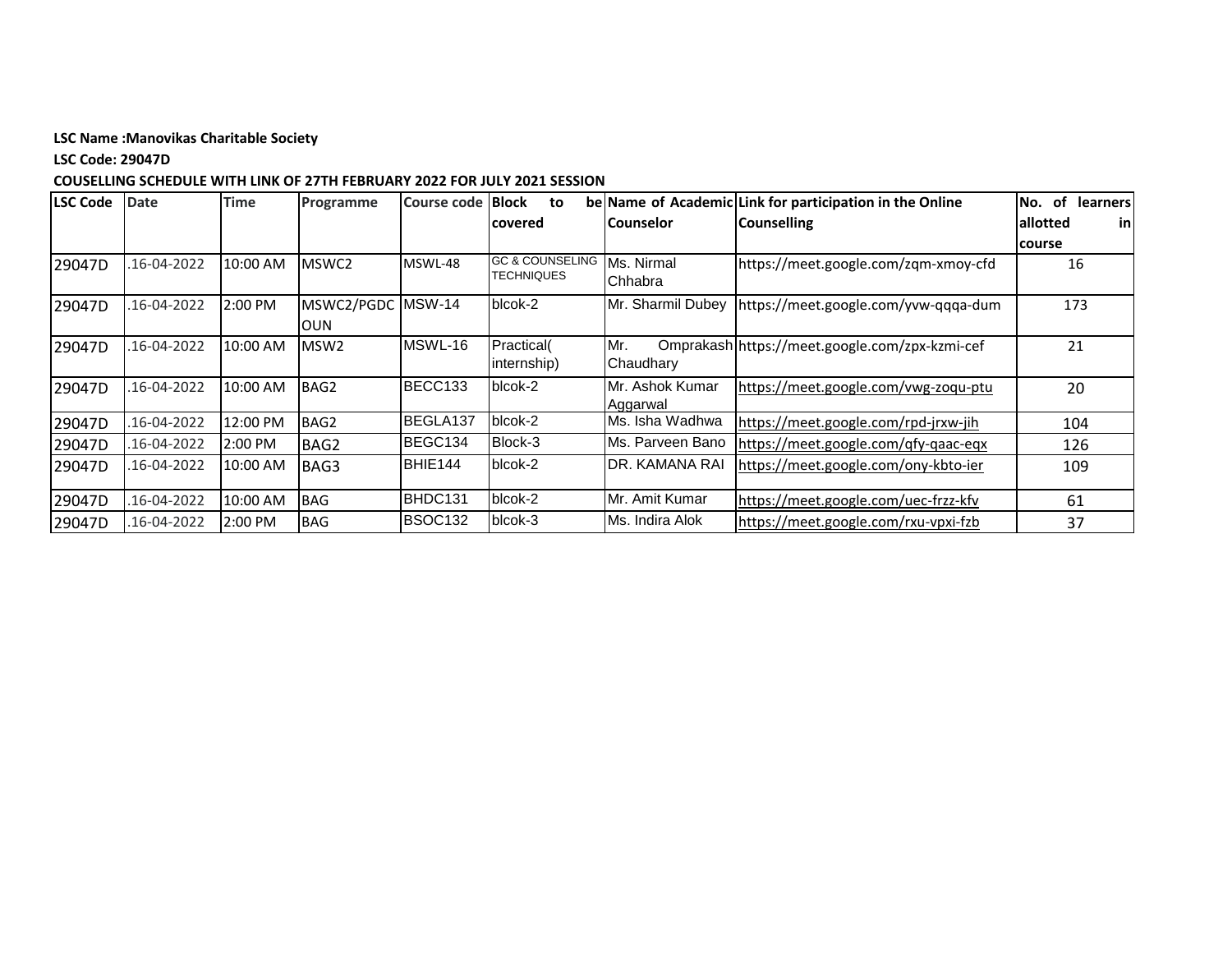**LSC Name :Manovikas Charitable Society**

**LSC Code: 29047D**

**COUSELLING SCHEDULE WITH LINK OF 27TH FEBRUARY 2022 FOR JULY 2021 SESSION**

| LSC Code | Date | Time | Programme | Course code | Block to be covered | Name of Academic Counselor | Link for participation in the Online Counselling | No. of learners allotted in course |
|---|---|---|---|---|---|---|---|---|
| 29047D | .16-04-2022 | 10:00 AM | MSWC2 | MSWL-48 | GC & COUNSELING TECHNIQUES | Ms. Nirmal Chhabra | https://meet.google.com/zqm-xmoy-cfd | 16 |
| 29047D | .16-04-2022 | 2:00 PM | MSWC2/PGDCOUN | MSW-14 | blcok-2 | Mr. Sharmil Dubey | https://meet.google.com/yvw-qqqa-dum | 173 |
| 29047D | .16-04-2022 | 10:00 AM | MSW2 | MSWL-16 | Practical( internship) | Mr. Omprakash Chaudhary | https://meet.google.com/zpx-kzmi-cef | 21 |
| 29047D | .16-04-2022 | 10:00 AM | BAG2 | BECC133 | blcok-2 | Mr. Ashok Kumar Aggarwal | https://meet.google.com/vwg-zoqu-ptu | 20 |
| 29047D | .16-04-2022 | 12:00 PM | BAG2 | BEGLA137 | blcok-2 | Ms. Isha Wadhwa | https://meet.google.com/rpd-jrxw-jih | 104 |
| 29047D | .16-04-2022 | 2:00 PM | BAG2 | BEGC134 | Block-3 | Ms. Parveen Bano | https://meet.google.com/qfy-qaac-eqx | 126 |
| 29047D | .16-04-2022 | 10:00 AM | BAG3 | BHIE144 | blcok-2 | DR. KAMANA RAI | https://meet.google.com/ony-kbto-ier | 109 |
| 29047D | .16-04-2022 | 10:00 AM | BAG | BHDC131 | blcok-2 | Mr. Amit Kumar | https://meet.google.com/uec-frzz-kfv | 61 |
| 29047D | .16-04-2022 | 2:00 PM | BAG | BSOC132 | blcok-3 | Ms. Indira Alok | https://meet.google.com/rxu-vpxi-fzb | 37 |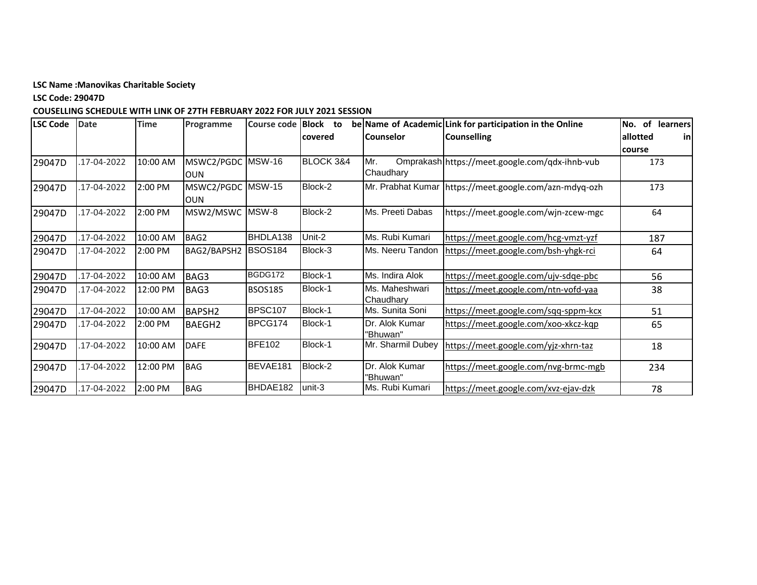**LSC Name :Manovikas Charitable Society**

**LSC Code: 29047D**

**COUSELLING SCHEDULE WITH LINK OF 27TH FEBRUARY 2022 FOR JULY 2021 SESSION**

| LSC Code | Date | Time | Programme | Course code | Block to be covered | Name of Academic Counselor | Link for participation in the Online Counselling | No. of learners allotted in course |
|---|---|---|---|---|---|---|---|---|
| 29047D | .17-04-2022 | 10:00 AM | MSWC2/PGDCOUN | MSW-16 | BLOCK 3&4 | Mr. Omprakash Chaudhary | https://meet.google.com/qdx-ihnb-vub | 173 |
| 29047D | .17-04-2022 | 2:00 PM | MSWC2/PGDCOUN | MSW-15 | Block-2 | Mr. Prabhat Kumar | https://meet.google.com/azn-mdyq-ozh | 173 |
| 29047D | .17-04-2022 | 2:00 PM | MSW2/MSWC | MSW-8 | Block-2 | Ms. Preeti Dabas | https://meet.google.com/wjn-zcew-mgc | 64 |
| 29047D | .17-04-2022 | 10:00 AM | BAG2 | BHDLA138 | Unit-2 | Ms. Rubi Kumari | https://meet.google.com/hcg-vmzt-yzf | 187 |
| 29047D | .17-04-2022 | 2:00 PM | BAG2/BAPSH2 | BSOS184 | Block-3 | Ms. Neeru Tandon | https://meet.google.com/bsh-yhgk-rci | 64 |
| 29047D | .17-04-2022 | 10:00 AM | BAG3 | BGDG172 | Block-1 | Ms. Indira Alok | https://meet.google.com/ujv-sdqe-pbc | 56 |
| 29047D | .17-04-2022 | 12:00 PM | BAG3 | BSOS185 | Block-1 | Ms. Maheshwari Chaudhary | https://meet.google.com/ntn-vofd-yaa | 38 |
| 29047D | .17-04-2022 | 10:00 AM | BAPSH2 | BPSC107 | Block-1 | Ms. Sunita Soni | https://meet.google.com/sqq-sppm-kcx | 51 |
| 29047D | .17-04-2022 | 2:00 PM | BAEGH2 | BPCG174 | Block-1 | Dr. Alok Kumar "Bhuwan" | https://meet.google.com/xoo-xkcz-kqp | 65 |
| 29047D | .17-04-2022 | 10:00 AM | DAFE | BFE102 | Block-1 | Mr. Sharmil Dubey | https://meet.google.com/yjz-xhrn-taz | 18 |
| 29047D | .17-04-2022 | 12:00 PM | BAG | BEVAE181 | Block-2 | Dr. Alok Kumar "Bhuwan" | https://meet.google.com/nvg-brmc-mgb | 234 |
| 29047D | .17-04-2022 | 2:00 PM | BAG | BHDAE182 | unit-3 | Ms. Rubi Kumari | https://meet.google.com/xvz-ejav-dzk | 78 |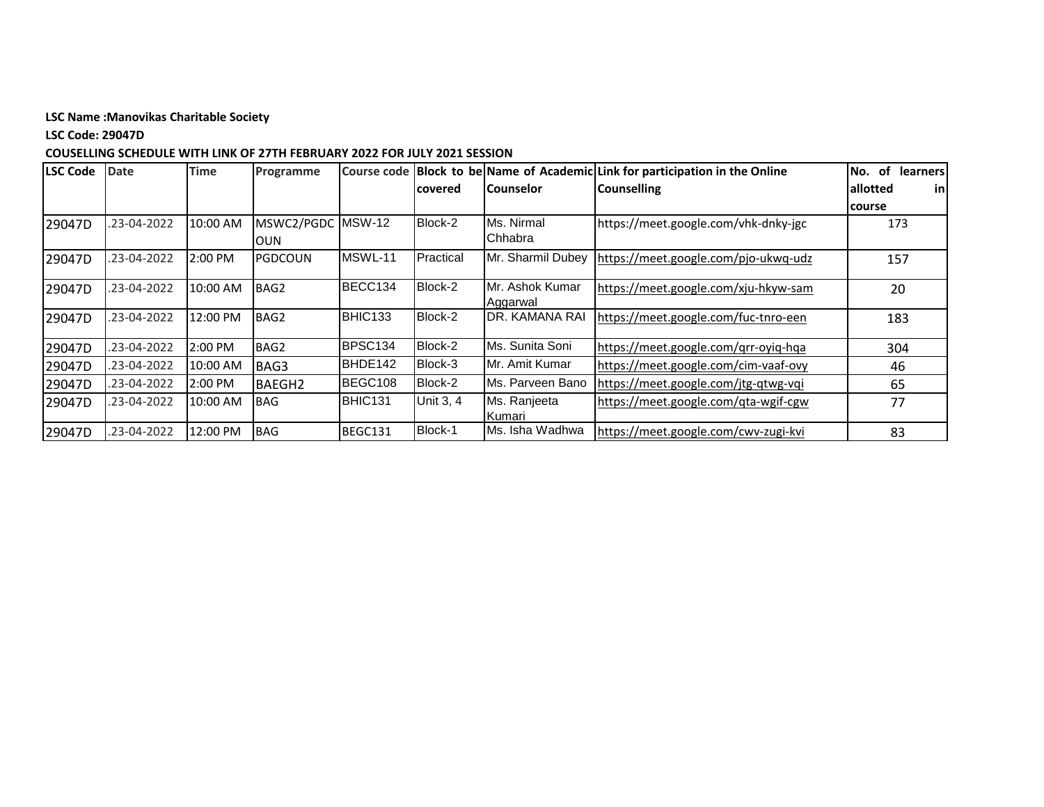**LSC Name :Manovikas Charitable Society**

**LSC Code: 29047D**

**COUSELLING SCHEDULE WITH LINK OF 27TH FEBRUARY 2022 FOR JULY 2021 SESSION**

| LSC Code | Date | Time | Programme | Course code | Block to be covered | Name of Academic Counselor | Link for participation in the Online Counselling | No. of learners allotted in course |
|---|---|---|---|---|---|---|---|---|
| 29047D | .23-04-2022 | 10:00 AM | MSWC2/PGDCOUN | MSW-12 | Block-2 | Ms. Nirmal Chhabra | https://meet.google.com/vhk-dnky-jgc | 173 |
| 29047D | .23-04-2022 | 2:00 PM | PGDCOUN | MSWL-11 | Practical | Mr. Sharmil Dubey | https://meet.google.com/pjo-ukwq-udz | 157 |
| 29047D | .23-04-2022 | 10:00 AM | BAG2 | BECC134 | Block-2 | Mr. Ashok Kumar Aggarwal | https://meet.google.com/xju-hkyw-sam | 20 |
| 29047D | .23-04-2022 | 12:00 PM | BAG2 | BHIC133 | Block-2 | DR. KAMANA RAI | https://meet.google.com/fuc-tnro-een | 183 |
| 29047D | .23-04-2022 | 2:00 PM | BAG2 | BPSC134 | Block-2 | Ms. Sunita Soni | https://meet.google.com/qrr-oyiq-hqa | 304 |
| 29047D | .23-04-2022 | 10:00 AM | BAG3 | BHDE142 | Block-3 | Mr. Amit Kumar | https://meet.google.com/cim-vaaf-ovy | 46 |
| 29047D | .23-04-2022 | 2:00 PM | BAEGH2 | BEGC108 | Block-2 | Ms. Parveen Bano | https://meet.google.com/jtg-qtwg-vqi | 65 |
| 29047D | .23-04-2022 | 10:00 AM | BAG | BHIC131 | Unit 3, 4 | Ms. Ranjeeta Kumari | https://meet.google.com/qta-wgif-cgw | 77 |
| 29047D | .23-04-2022 | 12:00 PM | BAG | BEGC131 | Block-1 | Ms. Isha Wadhwa | https://meet.google.com/cwv-zugi-kvi | 83 |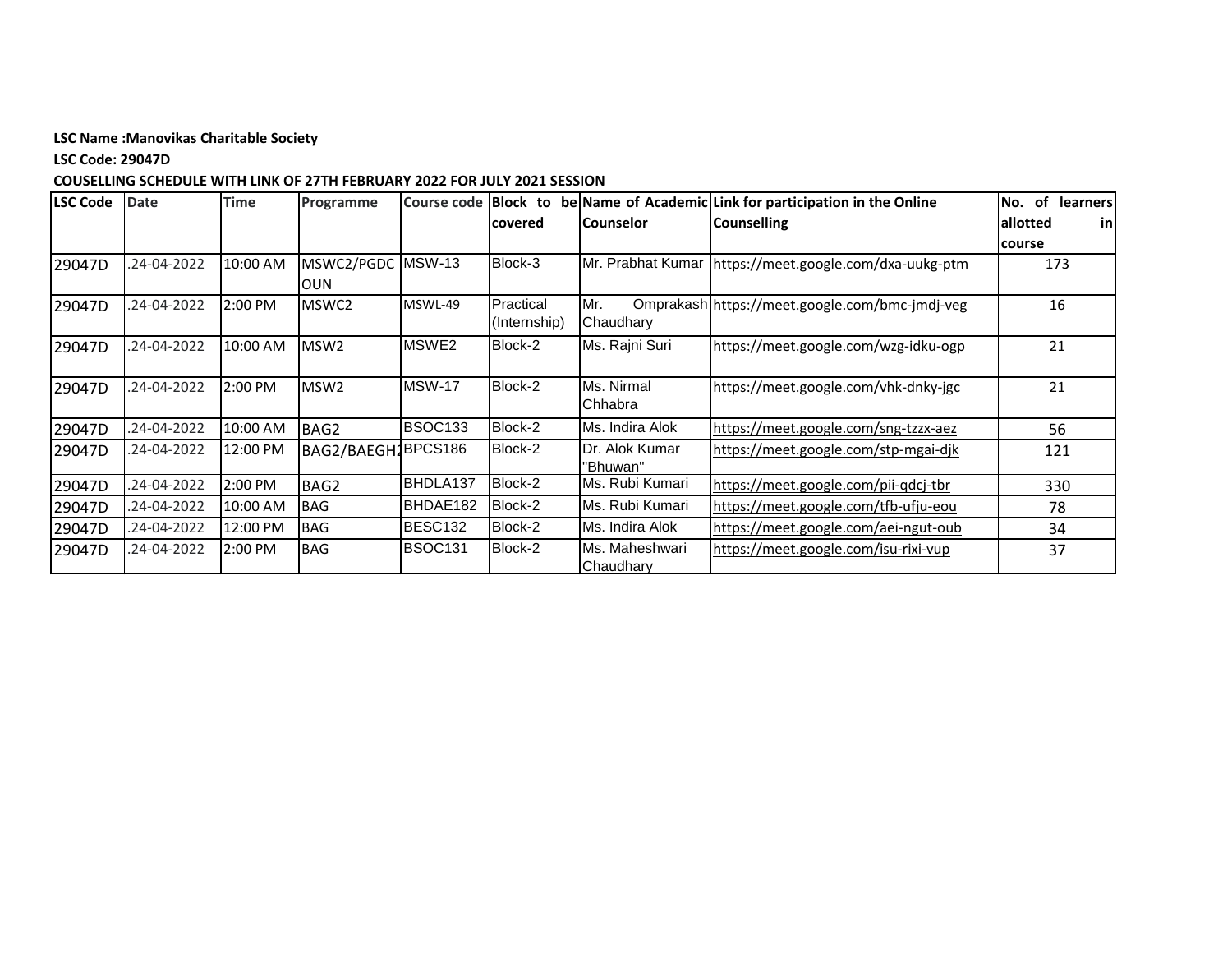**LSC Name :Manovikas Charitable Society**

**LSC Code: 29047D**

**COUSELLING SCHEDULE WITH LINK OF 27TH FEBRUARY 2022 FOR JULY 2021 SESSION**

| LSC Code | Date | Time | Programme | Course code | Block to be covered | Name of Academic Counselor | Link for participation in the Online Counselling | No. of learners allotted in course |
|---|---|---|---|---|---|---|---|---|
| 29047D | .24-04-2022 | 10:00 AM | MSWC2/PGDCOUN | MSW-13 | Block-3 | Mr. Prabhat Kumar | https://meet.google.com/dxa-uukg-ptm | 173 |
| 29047D | .24-04-2022 | 2:00 PM | MSWC2 | MSWL-49 | Practical (Internship) | Mr. Omprakash Chaudhary | https://meet.google.com/bmc-jmdj-veg | 16 |
| 29047D | .24-04-2022 | 10:00 AM | MSW2 | MSWE2 | Block-2 | Ms. Rajni Suri | https://meet.google.com/wzg-idku-ogp | 21 |
| 29047D | .24-04-2022 | 2:00 PM | MSW2 | MSW-17 | Block-2 | Ms. Nirmal Chhabra | https://meet.google.com/vhk-dnky-jgc | 21 |
| 29047D | .24-04-2022 | 10:00 AM | BAG2 | BSOC133 | Block-2 | Ms. Indira Alok | https://meet.google.com/sng-tzzx-aez | 56 |
| 29047D | .24-04-2022 | 12:00 PM | BAG2/BAEGH | BPCS186 | Block-2 | Dr. Alok Kumar "Bhuwan" | https://meet.google.com/stp-mgai-djk | 121 |
| 29047D | .24-04-2022 | 2:00 PM | BAG2 | BHDLA137 | Block-2 | Ms. Rubi Kumari | https://meet.google.com/pii-qdcj-tbr | 330 |
| 29047D | .24-04-2022 | 10:00 AM | BAG | BHDAE182 | Block-2 | Ms. Rubi Kumari | https://meet.google.com/tfb-ufju-eou | 78 |
| 29047D | .24-04-2022 | 12:00 PM | BAG | BESC132 | Block-2 | Ms. Indira Alok | https://meet.google.com/aei-ngut-oub | 34 |
| 29047D | .24-04-2022 | 2:00 PM | BAG | BSOC131 | Block-2 | Ms. Maheshwari Chaudhary | https://meet.google.com/isu-rixi-vup | 37 |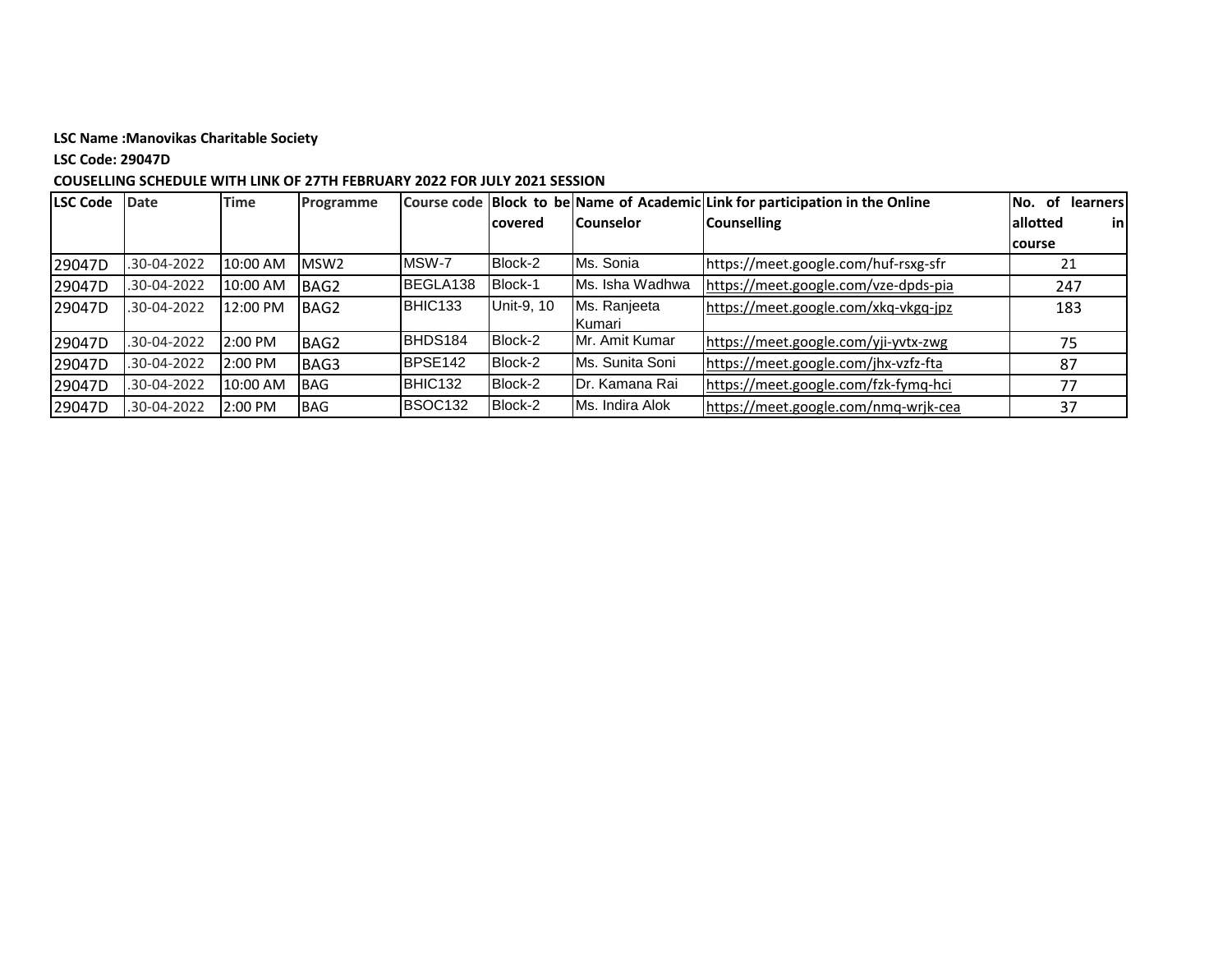**LSC Name :Manovikas Charitable Society**

**LSC Code: 29047D**

**COUSELLING SCHEDULE WITH LINK OF 27TH FEBRUARY 2022 FOR JULY 2021 SESSION**

| LSC Code | Date | Time | Programme | Course code | Block to be covered | Name of Academic Counselor | Link for participation in the Online Counselling | No. of learners allotted in course |
|---|---|---|---|---|---|---|---|---|
| 29047D | .30-04-2022 | 10:00 AM | MSW2 | MSW-7 | Block-2 | Ms. Sonia | https://meet.google.com/huf-rsxg-sfr | 21 |
| 29047D | .30-04-2022 | 10:00 AM | BAG2 | BEGLA138 | Block-1 | Ms. Isha Wadhwa | https://meet.google.com/vze-dpds-pia | 247 |
| 29047D | .30-04-2022 | 12:00 PM | BAG2 | BHIC133 | Unit-9, 10 | Ms. Ranjeeta Kumari | https://meet.google.com/xkq-vkgq-jpz | 183 |
| 29047D | .30-04-2022 | 2:00 PM | BAG2 | BHDS184 | Block-2 | Mr. Amit Kumar | https://meet.google.com/yji-yvtx-zwg | 75 |
| 29047D | .30-04-2022 | 2:00 PM | BAG3 | BPSE142 | Block-2 | Ms. Sunita Soni | https://meet.google.com/jhx-vzfz-fta | 87 |
| 29047D | .30-04-2022 | 10:00 AM | BAG | BHIC132 | Block-2 | Dr. Kamana Rai | https://meet.google.com/fzk-fymq-hci | 77 |
| 29047D | .30-04-2022 | 2:00 PM | BAG | BSOC132 | Block-2 | Ms. Indira Alok | https://meet.google.com/nmq-wrjk-cea | 37 |